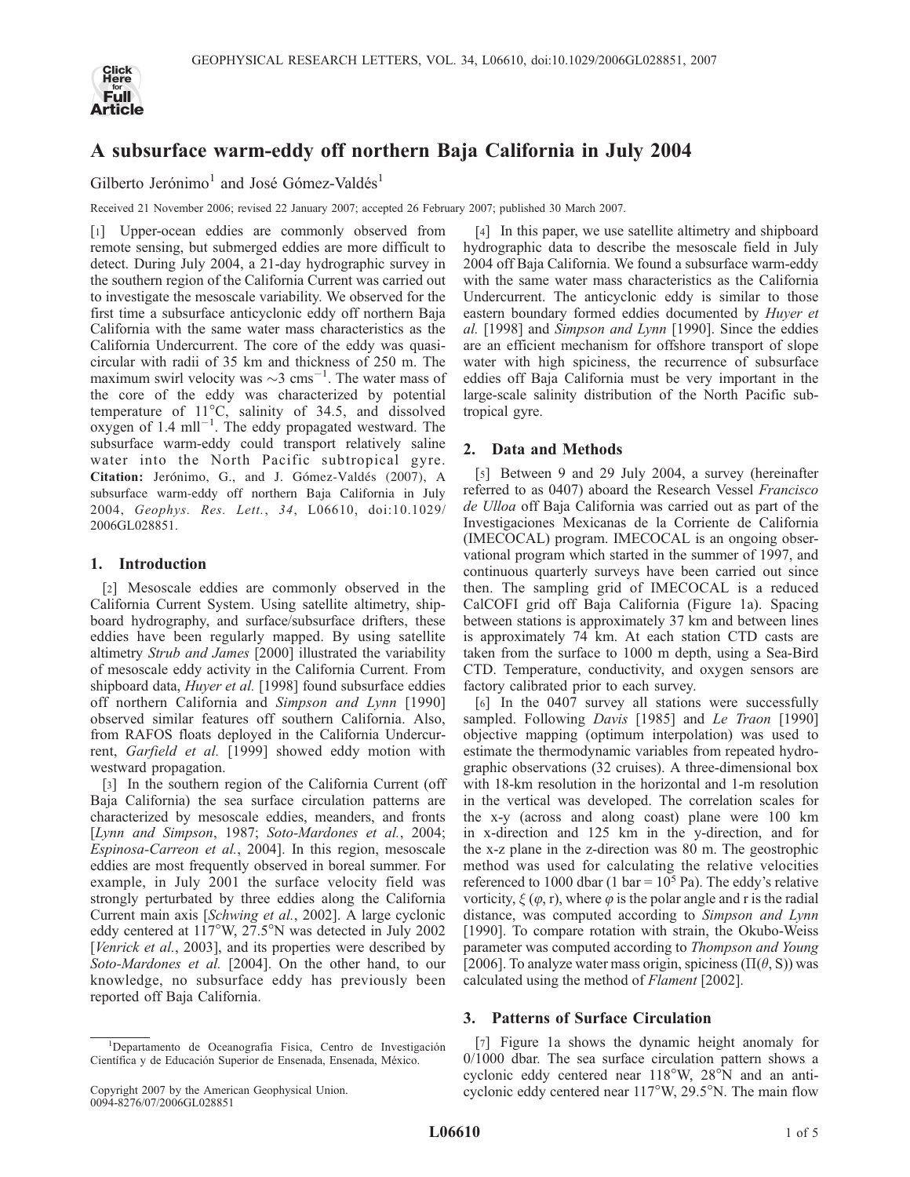// A subsurface warm-eddy off northern Baja California in July 2004

Gilberto Jerónimo[1] and José Gómez-Valdés[1]

Received 21 November 2006; revised 22 January 2007; accepted 26 February 2007; published 30 March 2007.

[1] Upper-ocean eddies are commonly observed from remote sensing, but submerged eddies are more difficult to detect. During July 2004, a 21-day hydrographic survey in the southern region of the California Current was carried out to investigate the mesoscale variability. We observed for the first time a subsurface anticyclonic eddy off northern Baja California with the same water mass characteristics as the California Undercurrent. The core of the eddy was quasi-circular with radii of 35 km and thickness of 250 m. The maximum swirl velocity was $\sim$3 cms$^{-1}$. The water mass of the core of the eddy was characterized by potential temperature of 11°C, salinity of 34.5, and dissolved oxygen of 1.4 mll$^{-1}$. The eddy propagated westward. The subsurface warm-eddy could transport relatively saline water into the North Pacific subtropical gyre. **Citation:** Jerónimo, G., and J. Gómez-Valdés (2007), A subsurface warm-eddy off northern Baja California in July 2004, *Geophys. Res. Lett.*, *34*, L06610, doi:10.1029/2006GL028851.

## 1. Introduction

[2] Mesoscale eddies are commonly observed in the California Current System. Using satellite altimetry, shipboard hydrography, and surface/subsurface drifters, these eddies have been regularly mapped. By using satellite altimetry *Strub and James* [2000] illustrated the variability of mesoscale eddy activity in the California Current. From shipboard data, *Huyer et al.* [1998] found subsurface eddies off northern California and *Simpson and Lynn* [1990] observed similar features off southern California. Also, from RAFOS floats deployed in the California Undercurrent, *Garfield et al.* [1999] showed eddy motion with westward propagation.

[3] In the southern region of the California Current (off Baja California) the sea surface circulation patterns are characterized by mesoscale eddies, meanders, and fronts [*Lynn and Simpson*, 1987; *Soto-Mardones et al.*, 2004; *Espinosa-Carreon et al.*, 2004]. In this region, mesoscale eddies are most frequently observed in boreal summer. For example, in July 2001 the surface velocity field was strongly perturbated by three eddies along the California Current main axis [*Schwing et al.*, 2002]. A large cyclonic eddy centered at 117°W, 27.5°N was detected in July 2002 [*Venrick et al.*, 2003], and its properties were described by *Soto-Mardones et al.* [2004]. On the other hand, to our knowledge, no subsurface eddy has previously been reported off Baja California.

[4] In this paper, we use satellite altimetry and shipboard hydrographic data to describe the mesoscale field in July 2004 off Baja California. We found a subsurface warm-eddy with the same water mass characteristics as the California Undercurrent. The anticyclonic eddy is similar to those eastern boundary formed eddies documented by *Huyer et al.* [1998] and *Simpson and Lynn* [1990]. Since the eddies are an efficient mechanism for offshore transport of slope water with high spiciness, the recurrence of subsurface eddies off Baja California must be very important in the large-scale salinity distribution of the North Pacific subtropical gyre.

## 2. Data and Methods

[5] Between 9 and 29 July 2004, a survey (hereinafter referred to as 0407) aboard the Research Vessel *Francisco de Ulloa* off Baja California was carried out as part of the Investigaciones Mexicanas de la Corriente de California (IMECOCAL) program. IMECOCAL is an ongoing observational program which started in the summer of 1997, and continuous quarterly surveys have been carried out since then. The sampling grid of IMECOCAL is a reduced CalCOFI grid off Baja California (Figure 1a). Spacing between stations is approximately 37 km and between lines is approximately 74 km. At each station CTD casts are taken from the surface to 1000 m depth, using a Sea-Bird CTD. Temperature, conductivity, and oxygen sensors are factory calibrated prior to each survey.

[6] In the 0407 survey all stations were successfully sampled. Following *Davis* [1985] and *Le Traon* [1990] objective mapping (optimum interpolation) was used to estimate the thermodynamic variables from repeated hydrographic observations (32 cruises). A three-dimensional box with 18-km resolution in the horizontal and 1-m resolution in the vertical was developed. The correlation scales for the x-y (across and along coast) plane were 100 km in x-direction and 125 km in the y-direction, and for the x-z plane in the z-direction was 80 m. The geostrophic method was used for calculating the relative velocities referenced to 1000 dbar (1 bar = $10^5$ Pa). The eddy's relative vorticity, $\xi$ ($\varphi$, r), where $\varphi$ is the polar angle and r is the radial distance, was computed according to *Simpson and Lynn* [1990]. To compare rotation with strain, the Okubo-Weiss parameter was computed according to *Thompson and Young* [2006]. To analyze water mass origin, spiciness ($\Pi(\theta, S)$) was calculated using the method of *Flament* [2002].

## 3. Patterns of Surface Circulation

[7] Figure 1a shows the dynamic height anomaly for 0/1000 dbar. The sea surface circulation pattern shows a cyclonic eddy centered near 118°W, 28°N and an anti-cyclonic eddy centered near 117°W, 29.5°N. The main flow

[1]Departamento de Oceanografía Fisica, Centro de Investigación Científica y de Educación Superior de Ensenada, Ensenada, México.

Copyright 2007 by the American Geophysical Union.
0094-8276/07/2006GL028851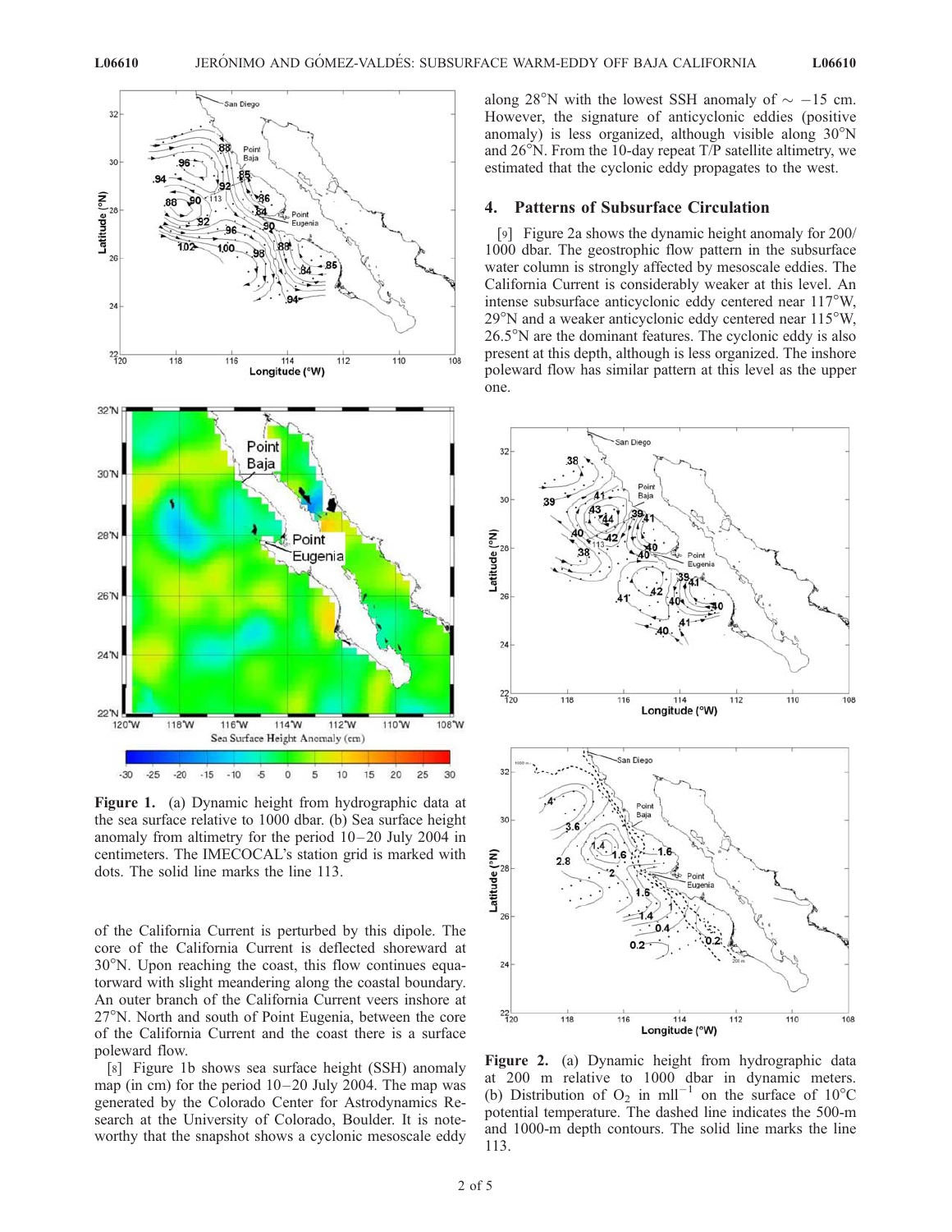of the California Current is perturbed by this dipole. The core of the California Current is deflected shoreward at 30°N. Upon reaching the coast, this flow continues equatorward with slight meandering along the coastal boundary. An outer branch of the California Current veers inshore at 27°N. North and south of Point Eugenia, between the core of the California Current and the coast there is a surface poleward flow.

[8] Figure 1b shows sea surface height (SSH) anomaly map (in cm) for the period 10–20 July 2004. The map was generated by the Colorado Center for Astrodynamics Research at the University of Colorado, Boulder. It is noteworthy that the snapshot shows a cyclonic mesoscale eddy along 28°N with the lowest SSH anomaly of $\sim -15$ cm. However, the signature of anticyclonic eddies (positive anomaly) is less organized, although visible along 30°N and 26°N. From the 10-day repeat T/P satellite altimetry, we estimated that the cyclonic eddy propagates to the west.

Figure 1. (a) Dynamic height from hydrographic data at the sea surface relative to 1000 dbar. (b) Sea surface height anomaly from altimetry for the period 10–20 July 2004 in centimeters. The IMECOCAL's station grid is marked with dots. The solid line marks the line 113.

## 4. Patterns of Subsurface Circulation

[9] Figure 2a shows the dynamic height anomaly for 200/1000 dbar. The geostrophic flow pattern in the subsurface water column is strongly affected by mesoscale eddies. The California Current is considerably weaker at this level. An intense subsurface anticyclonic eddy centered near 117°W, 29°N and a weaker anticyclonic eddy centered near 115°W, 26.5°N are the dominant features. The cyclonic eddy is also present at this depth, although is less organized. The inshore poleward flow has similar pattern at this level as the upper one.

Figure 2. (a) Dynamic height from hydrographic data at 200 m relative to 1000 dbar in dynamic meters. (b) Distribution of $O_2$ in $\mathrm{ml l^{-1}}$ on the surface of 10°C potential temperature. The dashed line indicates the 500-m and 1000-m depth contours. The solid line marks the line 113.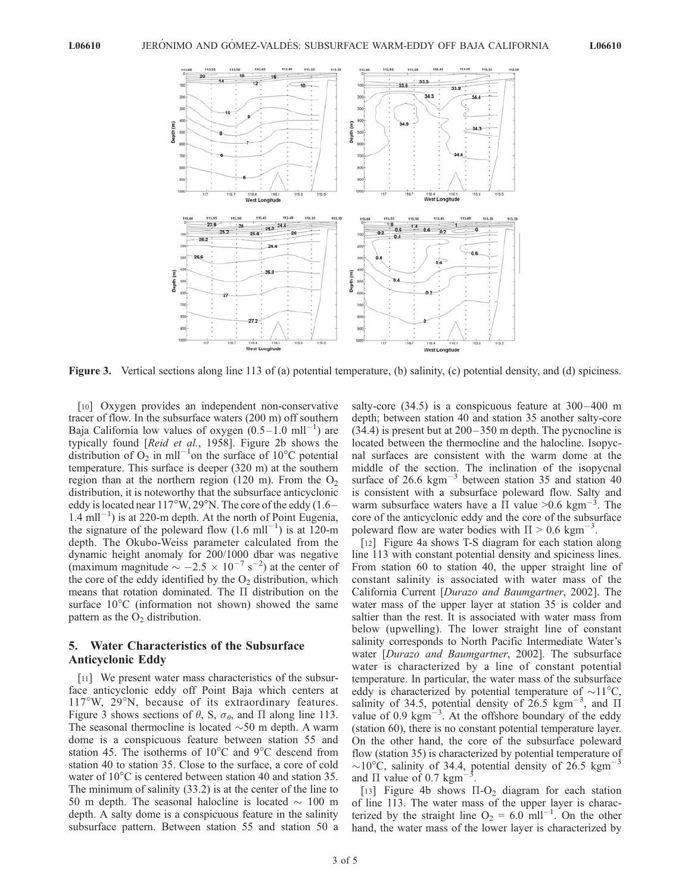**Figure 3.** Vertical sections along line 113 of (a) potential temperature, (b) salinity, (c) potential density, and (d) spiciness.

[10] Oxygen provides an independent non-conservative tracer of flow. In the subsurface waters (200 m) off southern Baja California low values of oxygen (0.5–1.0 $\mathrm{ml\,l^{-1}}$) are typically found [*Reid et al.*, 1958]. Figure 2b shows the distribution of $O_2$ in $\mathrm{ml\,l^{-1}}$on the surface of 10°C potential temperature. This surface is deeper (320 m) at the southern region than at the northern region (120 m). From the $O_2$ distribution, it is noteworthy that the subsurface anticyclonic eddy is located near 117°W, 29°N. The core of the eddy (1.6–1.4 $\mathrm{ml\,l^{-1}}$) is at 220-m depth. At the north of Point Eugenia, the signature of the poleward flow (1.6 $\mathrm{ml\,l^{-1}}$) is at 120-m depth. The Okubo-Weiss parameter calculated from the dynamic height anomaly for 200/1000 dbar was negative (maximum magnitude $\sim -2.5 \times 10^{-7}\ \mathrm{s^{-2}}$) at the center of the core of the eddy identified by the $O_2$ distribution, which means that rotation dominated. The $\Pi$ distribution on the surface 10°C (information not shown) showed the same pattern as the $O_2$ distribution.

## 5. Water Characteristics of the Subsurface Anticyclonic Eddy

[11] We present water mass characteristics of the subsurface anticyclonic eddy off Point Baja which centers at 117°W, 29°N, because of its extraordinary features. Figure 3 shows sections of $\theta$, S, $\sigma_\theta$, and $\Pi$ along line 113. The seasonal thermocline is located ~50 m depth. A warm dome is a conspicuous feature between station 55 and station 45. The isotherms of 10°C and 9°C descend from station 40 to station 35. Close to the surface, a core of cold water of 10°C is centered between station 40 and station 35. The minimum of salinity (33.2) is at the center of the line to 50 m depth. The seasonal halocline is located ~ 100 m depth. A salty dome is a conspicuous feature in the salinity subsurface pattern. Between station 55 and station 50 a salty-core (34.5) is a conspicuous feature at 300–400 m depth; between station 40 and station 35 another salty-core (34.4) is present but at 200–350 m depth. The pycnocline is located between the thermocline and the halocline. Isopycnal surfaces are consistent with the warm dome at the middle of the section. The inclination of the isopycnal surface of 26.6 $\mathrm{kg\,m^{-3}}$ between station 35 and station 40 is consistent with a subsurface poleward flow. Salty and warm subsurface waters have a $\Pi$ value >0.6 $\mathrm{kg\,m^{-3}}$. The core of the anticyclonic eddy and the core of the subsurface poleward flow are water bodies with $\Pi$ > 0.6 $\mathrm{kg\,m^{-3}}$.

[12] Figure 4a shows T-S diagram for each station along line 113 with constant potential density and spiciness lines. From station 60 to station 40, the upper straight line of constant salinity is associated with water mass of the California Current [*Durazo and Baumgartner*, 2002]. The water mass of the upper layer at station 35 is colder and saltier than the rest. It is associated with water mass from below (upwelling). The lower straight line of constant salinity corresponds to North Pacific Intermediate Water's water [*Durazo and Baumgartner*, 2002]. The subsurface water is characterized by a line of constant potential temperature. In particular, the water mass of the subsurface eddy is characterized by potential temperature of ~11°C, salinity of 34.5, potential density of 26.5 $\mathrm{kg\,m^{-3}}$, and $\Pi$ value of 0.9 $\mathrm{kg\,m^{-3}}$. At the offshore boundary of the eddy (station 60), there is no constant potential temperature layer. On the other hand, the core of the subsurface poleward flow (station 35) is characterized by potential temperature of ~10°C, salinity of 34.4, potential density of 26.5 $\mathrm{kg\,m^{-3}}$ and $\Pi$ value of 0.7 $\mathrm{kg\,m^{-3}}$.

[13] Figure 4b shows $\Pi$-$O_2$ diagram for each station of line 113. The water mass of the upper layer is characterized by the straight line $O_2$ = 6.0 $\mathrm{ml\,l^{-1}}$. On the other hand, the water mass of the lower layer is characterized by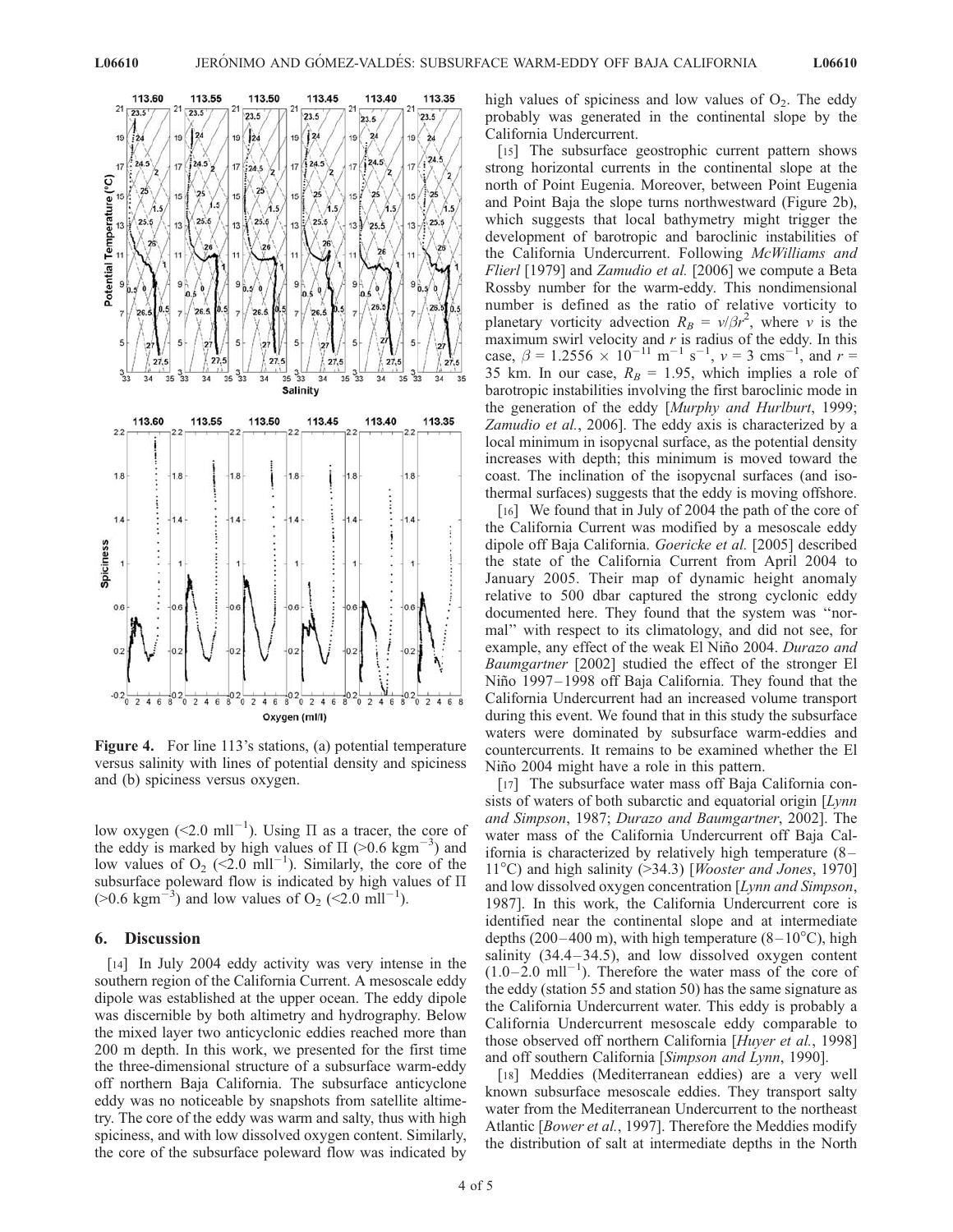**Figure 4.** For line 113's stations, (a) potential temperature versus salinity with lines of potential density and spiciness and (b) spiciness versus oxygen.

low oxygen (<2.0 $\mathrm{ml l^{-1}}$). Using $\Pi$ as a tracer, the core of the eddy is marked by high values of $\Pi$ (>0.6 $\mathrm{kg m^{-3}}$) and low values of $O_2$ (<2.0 $\mathrm{ml l^{-1}}$). Similarly, the core of the subsurface poleward flow is indicated by high values of $\Pi$ (>0.6 $\mathrm{kg m^{-3}}$) and low values of $O_2$ (<2.0 $\mathrm{ml l^{-1}}$).

## 6. Discussion

[14] In July 2004 eddy activity was very intense in the southern region of the California Current. A mesoscale eddy dipole was established at the upper ocean. The eddy dipole was discernible by both altimetry and hydrography. Below the mixed layer two anticyclonic eddies reached more than 200 m depth. In this work, we presented for the first time the three-dimensional structure of a subsurface warm-eddy off northern Baja California. The subsurface anticyclone eddy was no noticeable by snapshots from satellite altimetry. The core of the eddy was warm and salty, thus with high spiciness, and with low dissolved oxygen content. Similarly, the core of the subsurface poleward flow was indicated by high values of spiciness and low values of $O_2$. The eddy probably was generated in the continental slope by the California Undercurrent.

[15] The subsurface geostrophic current pattern shows strong horizontal currents in the continental slope at the north of Point Eugenia. Moreover, between Point Eugenia and Point Baja the slope turns northwestward (Figure 2b), which suggests that local bathymetry might trigger the development of barotropic and baroclinic instabilities of the California Undercurrent. Following *McWilliams and Flierl* [1979] and *Zamudio et al.* [2006] we compute a Beta Rossby number for the warm-eddy. This nondimensional number is defined as the ratio of relative vorticity to planetary vorticity advection $R_B = v/\beta r^2$, where $v$ is the maximum swirl velocity and $r$ is radius of the eddy. In this case, $\beta = 1.2556 \times 10^{-11}\ \mathrm{m^{-1}\ s^{-1}}$, $v = 3\ \mathrm{cm s^{-1}}$, and $r = 35$ km. In our case, $R_B = 1.95$, which implies a role of barotropic instabilities involving the first baroclinic mode in the generation of the eddy [*Murphy and Hurlburt*, 1999; *Zamudio et al.*, 2006]. The eddy axis is characterized by a local minimum in isopycnal surface, as the potential density increases with depth; this minimum is moved toward the coast. The inclination of the isopycnal surfaces (and isothermal surfaces) suggests that the eddy is moving offshore.

[16] We found that in July of 2004 the path of the core of the California Current was modified by a mesoscale eddy dipole off Baja California. *Goericke et al.* [2005] described the state of the California Current from April 2004 to January 2005. Their map of dynamic height anomaly relative to 500 dbar captured the strong cyclonic eddy documented here. They found that the system was "normal" with respect to its climatology, and did not see, for example, any effect of the weak El Niño 2004. *Durazo and Baumgartner* [2002] studied the effect of the stronger El Niño 1997–1998 off Baja California. They found that the California Undercurrent had an increased volume transport during this event. We found that in this study the subsurface waters were dominated by subsurface warm-eddies and countercurrents. It remains to be examined whether the El Niño 2004 might have a role in this pattern.

[17] The subsurface water mass off Baja California consists of waters of both subarctic and equatorial origin [*Lynn and Simpson*, 1987; *Durazo and Baumgartner*, 2002]. The water mass of the California Undercurrent off Baja California is characterized by relatively high temperature (8–11°C) and high salinity (>34.3) [*Wooster and Jones*, 1970] and low dissolved oxygen concentration [*Lynn and Simpson*, 1987]. In this work, the California Undercurrent core is identified near the continental slope and at intermediate depths (200–400 m), with high temperature (8–10°C), high salinity (34.4–34.5), and low dissolved oxygen content (1.0–2.0 $\mathrm{ml l^{-1}}$). Therefore the water mass of the core of the eddy (station 55 and station 50) has the same signature as the California Undercurrent water. This eddy is probably a California Undercurrent mesoscale eddy comparable to those observed off northern California [*Huyer et al.*, 1998] and off southern California [*Simpson and Lynn*, 1990].

[18] Meddies (Mediterranean eddies) are a very well known subsurface mesoscale eddies. They transport salty water from the Mediterranean Undercurrent to the northeast Atlantic [*Bower et al.*, 1997]. Therefore the Meddies modify the distribution of salt at intermediate depths in the North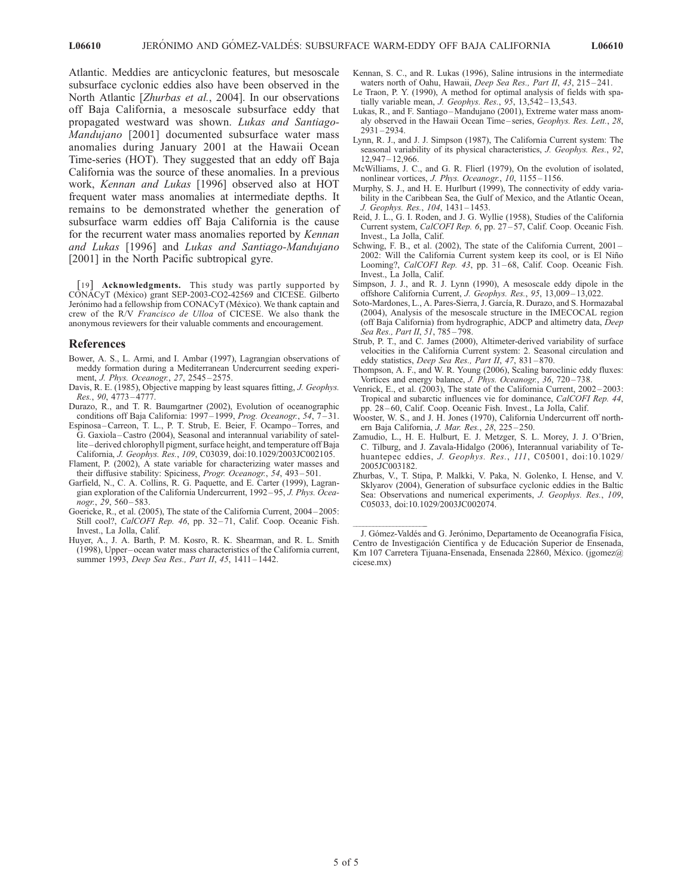Atlantic. Meddies are anticyclonic features, but mesoscale subsurface cyclonic eddies also have been observed in the North Atlantic [*Zhurbas et al.*, 2004]. In our observations off Baja California, a mesoscale subsurface eddy that propagated westward was shown. *Lukas and Santiago-Mandujano* [2001] documented subsurface water mass anomalies during January 2001 at the Hawaii Ocean Time-series (HOT). They suggested that an eddy off Baja California was the source of these anomalies. In a previous work, *Kennan and Lukas* [1996] observed also at HOT frequent water mass anomalies at intermediate depths. It remains to be demonstrated whether the generation of subsurface warm eddies off Baja California is the cause for the recurrent water mass anomalies reported by *Kennan and Lukas* [1996] and *Lukas and Santiago-Mandujano* [2001] in the North Pacific subtropical gyre.

[19] **Acknowledgments.** This study was partly supported by CONACyT (México) grant SEP-2003-CO2-42569 and CICESE. Gilberto Jerónimo had a fellowship from CONACyT (México). We thank captain and crew of the R/V *Francisco de Ulloa* of CICESE. We also thank the anonymous reviewers for their valuable comments and encouragement.

## References

Bower, A. S., L. Armi, and I. Ambar (1997), Lagrangian observations of meddy formation during a Mediterranean Undercurrent seeding experiment, *J. Phys. Oceanogr.*, *27*, 2545–2575.

Davis, R. E. (1985), Objective mapping by least squares fitting, *J. Geophys. Res.*, *90*, 4773–4777.

Durazo, R., and T. R. Baumgartner (2002), Evolution of oceanographic conditions off Baja California: 1997–1999, *Prog. Oceanogr.*, *54*, 7–31.

Espinosa–Carreon, T. L., P. T. Strub, E. Beier, F. Ocampo–Torres, and G. Gaxiola–Castro (2004), Seasonal and interannual variability of satellite–derived chlorophyll pigment, surface height, and temperature off Baja California, *J. Geophys. Res.*, *109*, C03039, doi:10.1029/2003JC002105.

Flament, P. (2002), A state variable for characterizing water masses and their diffusive stability: Spiciness, *Progr. Oceanogr.*, *54*, 493–501.

Garfield, N., C. A. Collins, R. G. Paquette, and E. Carter (1999), Lagrangian exploration of the California Undercurrent, 1992–95, *J. Phys. Oceanogr.*, *29*, 560–583.

Goericke, R., et al. (2005), The state of the California Current, 2004–2005: Still cool?, *CalCOFI Rep. 46*, pp. 32–71, Calif. Coop. Oceanic Fish. Invest., La Jolla, Calif.

Huyer, A., J. A. Barth, P. M. Kosro, R. K. Shearman, and R. L. Smith (1998), Upper–ocean water mass characteristics of the California current, summer 1993, *Deep Sea Res., Part II*, *45*, 1411–1442.

Kennan, S. C., and R. Lukas (1996), Saline intrusions in the intermediate waters north of Oahu, Hawaii, *Deep Sea Res., Part II*, *43*, 215–241.

Le Traon, P. Y. (1990), A method for optimal analysis of fields with spatially variable mean, *J. Geophys. Res.*, *95*, 13,542–13,543.

Lukas, R., and F. Santiago–Mandujano (2001), Extreme water mass anomaly observed in the Hawaii Ocean Time–series, *Geophys. Res. Lett.*, *28*, 2931–2934.

Lynn, R. J., and J. J. Simpson (1987), The California Current system: The seasonal variability of its physical characteristics, *J. Geophys. Res.*, *92*, 12,947–12,966.

McWilliams, J. C., and G. R. Flierl (1979), On the evolution of isolated, nonlinear vortices, *J. Phys. Oceanogr.*, *10*, 1155–1156.

Murphy, S. J., and H. E. Hurlburt (1999), The connectivity of eddy variability in the Caribbean Sea, the Gulf of Mexico, and the Atlantic Ocean, *J. Geophys. Res.*, *104*, 1431–1453.

Reid, J. L., G. I. Roden, and J. G. Wyllie (1958), Studies of the California Current system, *CalCOFI Rep. 6*, pp. 27–57, Calif. Coop. Oceanic Fish. Invest., La Jolla, Calif.

Schwing, F. B., et al. (2002), The state of the California Current, 2001–2002: Will the California Current system keep its cool, or is El Niño Looming?, *CalCOFI Rep. 43*, pp. 31–68, Calif. Coop. Oceanic Fish. Invest., La Jolla, Calif.

Simpson, J. J., and R. J. Lynn (1990), A mesoscale eddy dipole in the offshore California Current, *J. Geophys. Res.*, *95*, 13,009–13,022.

Soto-Mardones, L., A. Pares-Sierra, J. García, R. Durazo, and S. Hormazabal (2004), Analysis of the mesoscale structure in the IMECOCAL region (off Baja California) from hydrographic, ADCP and altimetry data, *Deep Sea Res., Part II*, *51*, 785–798.

Strub, P. T., and C. James (2000), Altimeter-derived variability of surface velocities in the California Current system: 2. Seasonal circulation and eddy statistics, *Deep Sea Res., Part II*, *47*, 831–870.

Thompson, A. F., and W. R. Young (2006), Scaling baroclinic eddy fluxes: Vortices and energy balance, *J. Phys. Oceanogr.*, *36*, 720–738.

Venrick, E., et al. (2003), The state of the California Current, 2002–2003: Tropical and subarctic influences vie for dominance, *CalCOFI Rep. 44*, pp. 28–60, Calif. Coop. Oceanic Fish. Invest., La Jolla, Calif.

Wooster, W. S., and J. H. Jones (1970), California Undercurrent off northern Baja California, *J. Mar. Res.*, *28*, 225–250.

Zamudio, L., H. E. Hulburt, E. J. Metzger, S. L. Morey, J. J. O'Brien, C. Tilburg, and J. Zavala-Hidalgo (2006), Interannual variability of Tehuantepec eddies, *J. Geophys. Res.*, *111*, C05001, doi:10.1029/2005JC003182.

Zhurbas, V., T. Stipa, P. Malkki, V. Paka, N. Golenko, I. Hense, and V. Sklyarov (2004), Generation of subsurface cyclonic eddies in the Baltic Sea: Observations and numerical experiments, *J. Geophys. Res.*, *109*, C05033, doi:10.1029/2003JC002074.

---

J. Gómez-Valdés and G. Jerónimo, Departamento de Oceanografía Física, Centro de Investigación Científica y de Educación Superior de Ensenada, Km 107 Carretera Tijuana-Ensenada, Ensenada 22860, México. (jgomez@cicese.mx)